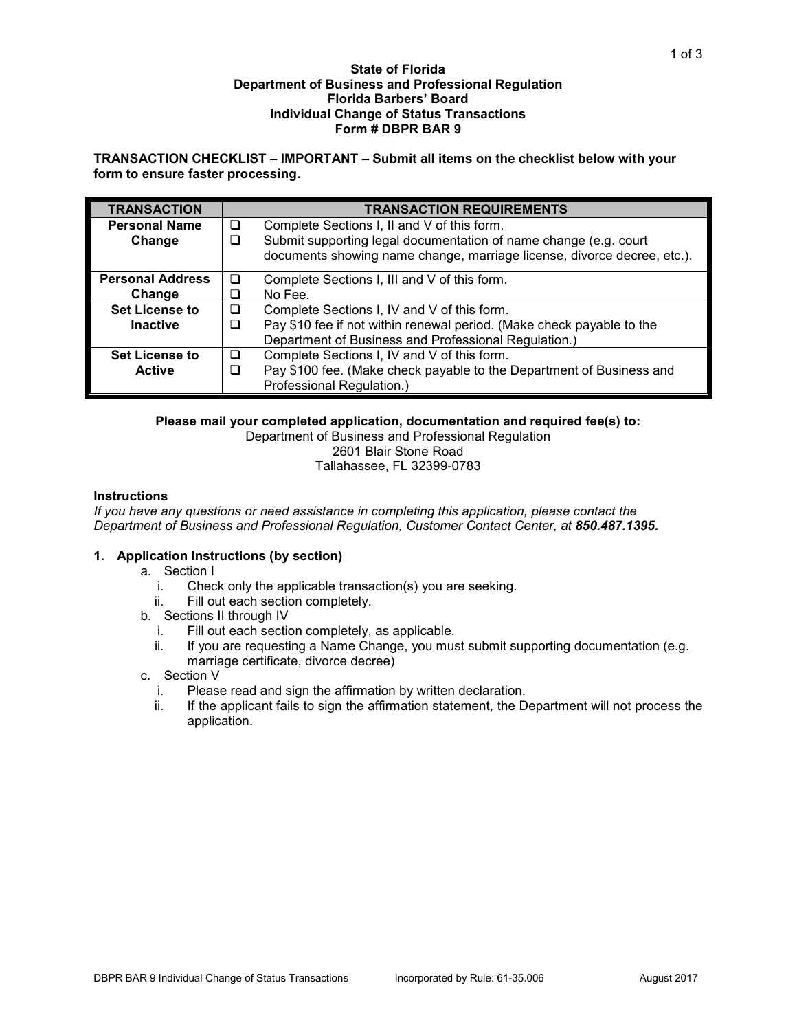**State of Florida**
**Department of Business and Professional Regulation**
**Florida Barbers' Board**
**Individual Change of Status Transactions**
**Form # DBPR BAR 9**

**TRANSACTION CHECKLIST – IMPORTANT – Submit all items on the checklist below with your form to ensure faster processing.**

| TRANSACTION | TRANSACTION REQUIREMENTS |
|---|---|
| **Personal Name Change** | ❑ Complete Sections I, II and V of this form.<br>❑ Submit supporting legal documentation of name change (e.g. court documents showing name change, marriage license, divorce decree, etc.). |
| **Personal Address Change** | ❑ Complete Sections I, III and V of this form.<br>❑ No Fee. |
| **Set License to Inactive** | ❑ Complete Sections I, IV and V of this form.<br>❑ Pay $10 fee if not within renewal period. (Make check payable to the Department of Business and Professional Regulation.) |
| **Set License to Active** | ❑ Complete Sections I, IV and V of this form.<br>❑ Pay $100 fee. (Make check payable to the Department of Business and Professional Regulation.) |

**Please mail your completed application, documentation and required fee(s) to:**
Department of Business and Professional Regulation
2601 Blair Stone Road
Tallahassee, FL 32399-0783

**Instructions**

*If you have any questions or need assistance in completing this application, please contact the Department of Business and Professional Regulation, Customer Contact Center, at* ***850.487.1395.***

**1. Application Instructions (by section)**

a. Section I
   i. Check only the applicable transaction(s) you are seeking.
   ii. Fill out each section completely.

b. Sections II through IV
   i. Fill out each section completely, as applicable.
   ii. If you are requesting a Name Change, you must submit supporting documentation (e.g. marriage certificate, divorce decree)

c. Section V
   i. Please read and sign the affirmation by written declaration.
   ii. If the applicant fails to sign the affirmation statement, the Department will not process the application.

DBPR BAR 9 Individual Change of Status Transactions    Incorporated by Rule: 61-35.006    August 2017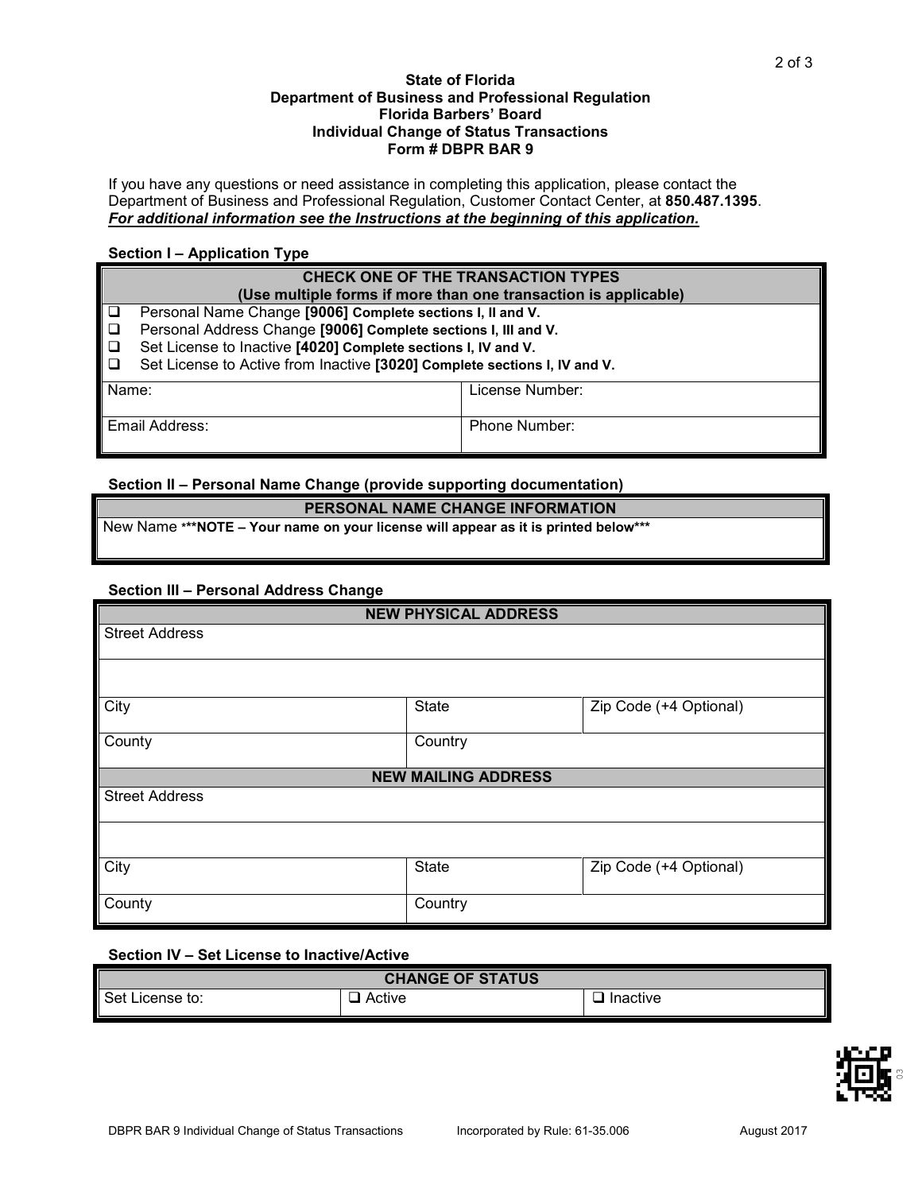**State of Florida**
**Department of Business and Professional Regulation**
**Florida Barbers' Board**
**Individual Change of Status Transactions**
**Form # DBPR BAR 9**

If you have any questions or need assistance in completing this application, please contact the Department of Business and Professional Regulation, Customer Contact Center, at **850.487.1395**.
***For additional information see the Instructions at the beginning of this application.***

**Section I – Application Type**

| **CHECK ONE OF THE TRANSACTION TYPES (Use multiple forms if more than one transaction is applicable)** | |
|---|---|
| ❑ Personal Name Change **[9006] Complete sections I, II and V.**<br>❑ Personal Address Change **[9006] Complete sections I, III and V.**<br>❑ Set License to Inactive **[4020] Complete sections I, IV and V.**<br>❑ Set License to Active from Inactive **[3020] Complete sections I, IV and V.** | |
| Name: | License Number: |
| Email Address: | Phone Number: |

**Section II – Personal Name Change (provide supporting documentation)**

| **PERSONAL NAME CHANGE INFORMATION** |
|---|
| New Name *****NOTE – Your name on your license will appear as it is printed below***** |

**Section III – Personal Address Change**

| **NEW PHYSICAL ADDRESS** | | |
|---|---|---|
| Street Address | | |
| | | |
| City | State | Zip Code (+4 Optional) |
| County | Country | |
| **NEW MAILING ADDRESS** | | |
| Street Address | | |
| | | |
| City | State | Zip Code (+4 Optional) |
| County | Country | |

**Section IV – Set License to Inactive/Active**

| **CHANGE OF STATUS** | | |
|---|---|---|
| Set License to: | ❑ Active | ❑ Inactive |

DBPR BAR 9 Individual Change of Status Transactions    Incorporated by Rule: 61-35.006    August 2017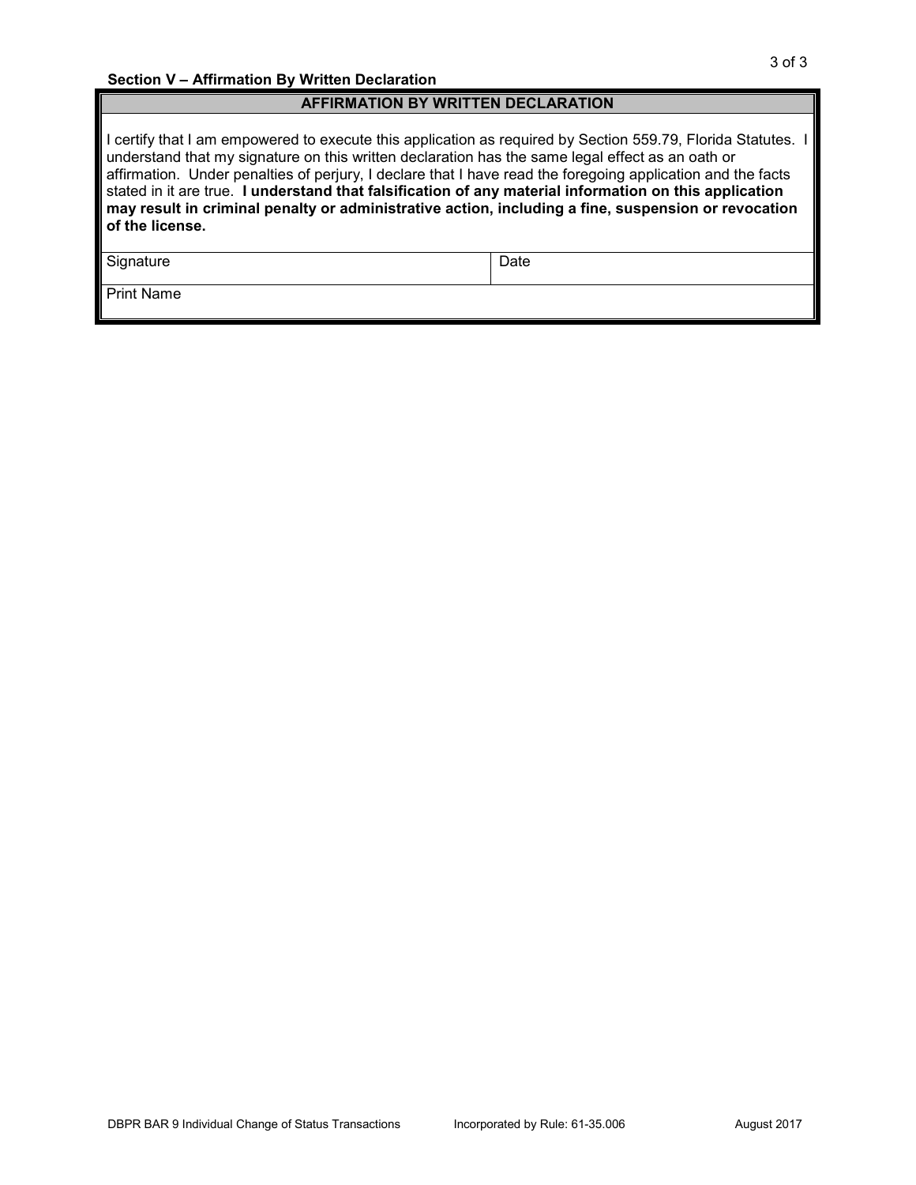**Section V – Affirmation By Written Declaration**

| AFFIRMATION BY WRITTEN DECLARATION | |
|---|---|
| I certify that I am empowered to execute this application as required by Section 559.79, Florida Statutes. I understand that my signature on this written declaration has the same legal effect as an oath or affirmation. Under penalties of perjury, I declare that I have read the foregoing application and the facts stated in it are true. **I understand that falsification of any material information on this application may result in criminal penalty or administrative action, including a fine, suspension or revocation of the license.** | |
| Signature | Date |
| Print Name | |

DBPR BAR 9 Individual Change of Status Transactions Incorporated by Rule: 61-35.006 August 2017